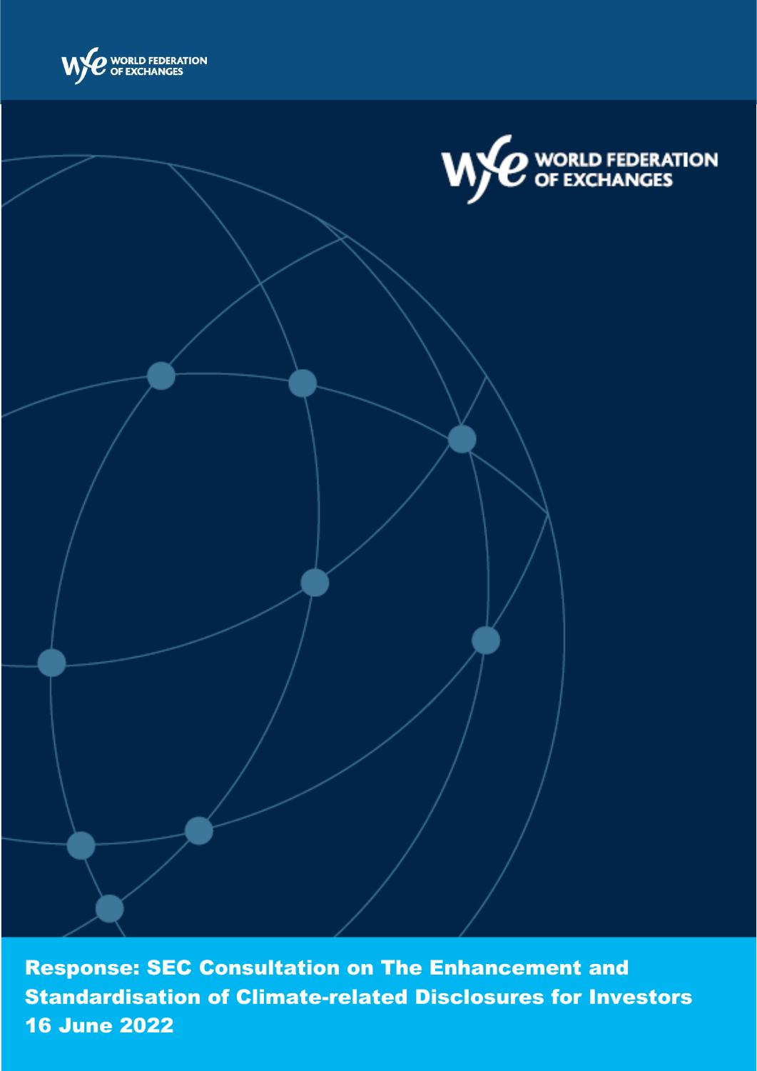WORLD FEDERATION OF EXCHANGES

# Response: SEC Consultation on The Enhancement and Standardisation of Climate-related Disclosures for Investors

16 June 2022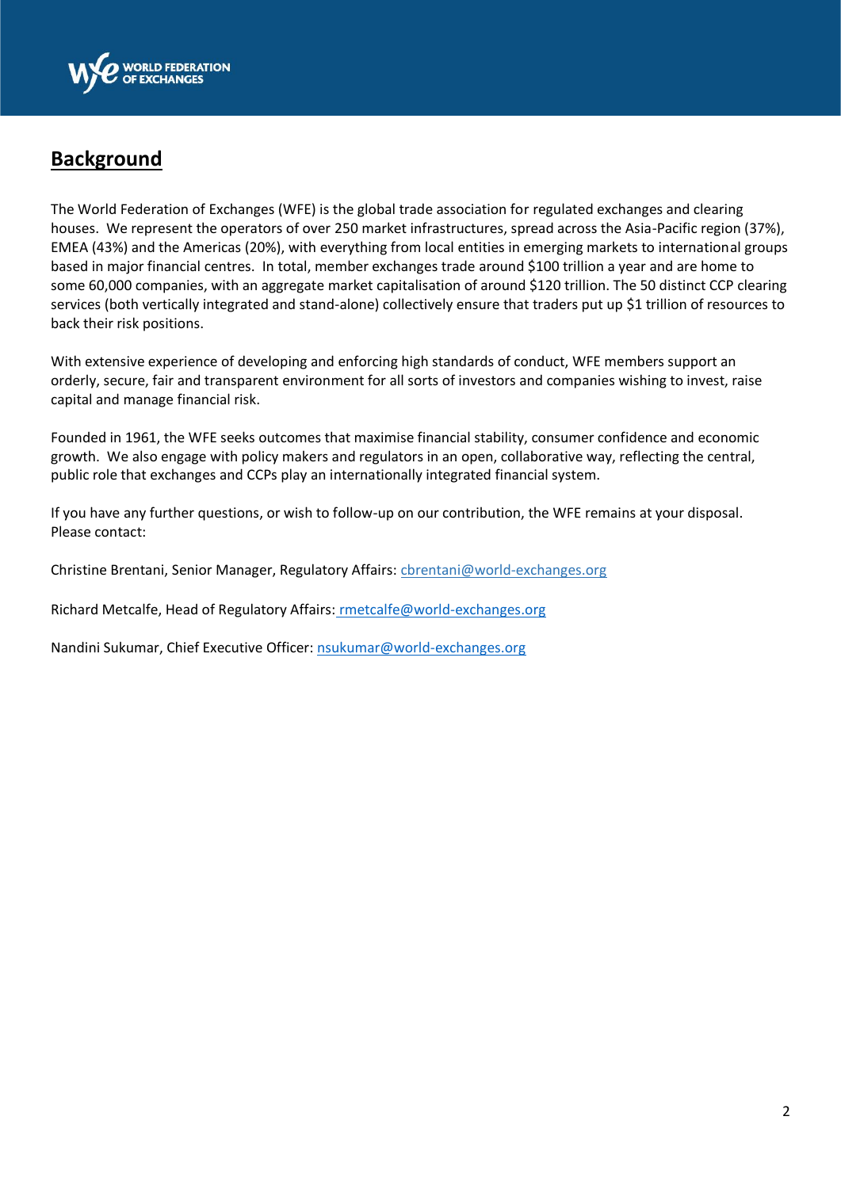## Background

The World Federation of Exchanges (WFE) is the global trade association for regulated exchanges and clearing houses. We represent the operators of over 250 market infrastructures, spread across the Asia-Pacific region (37%), EMEA (43%) and the Americas (20%), with everything from local entities in emerging markets to international groups based in major financial centres. In total, member exchanges trade around $100 trillion a year and are home to some 60,000 companies, with an aggregate market capitalisation of around $120 trillion. The 50 distinct CCP clearing services (both vertically integrated and stand-alone) collectively ensure that traders put up $1 trillion of resources to back their risk positions.

With extensive experience of developing and enforcing high standards of conduct, WFE members support an orderly, secure, fair and transparent environment for all sorts of investors and companies wishing to invest, raise capital and manage financial risk.

Founded in 1961, the WFE seeks outcomes that maximise financial stability, consumer confidence and economic growth. We also engage with policy makers and regulators in an open, collaborative way, reflecting the central, public role that exchanges and CCPs play an internationally integrated financial system.

If you have any further questions, or wish to follow-up on our contribution, the WFE remains at your disposal. Please contact:

Christine Brentani, Senior Manager, Regulatory Affairs: cbrentani@world-exchanges.org

Richard Metcalfe, Head of Regulatory Affairs: rmetcalfe@world-exchanges.org

Nandini Sukumar, Chief Executive Officer: nsukumar@world-exchanges.org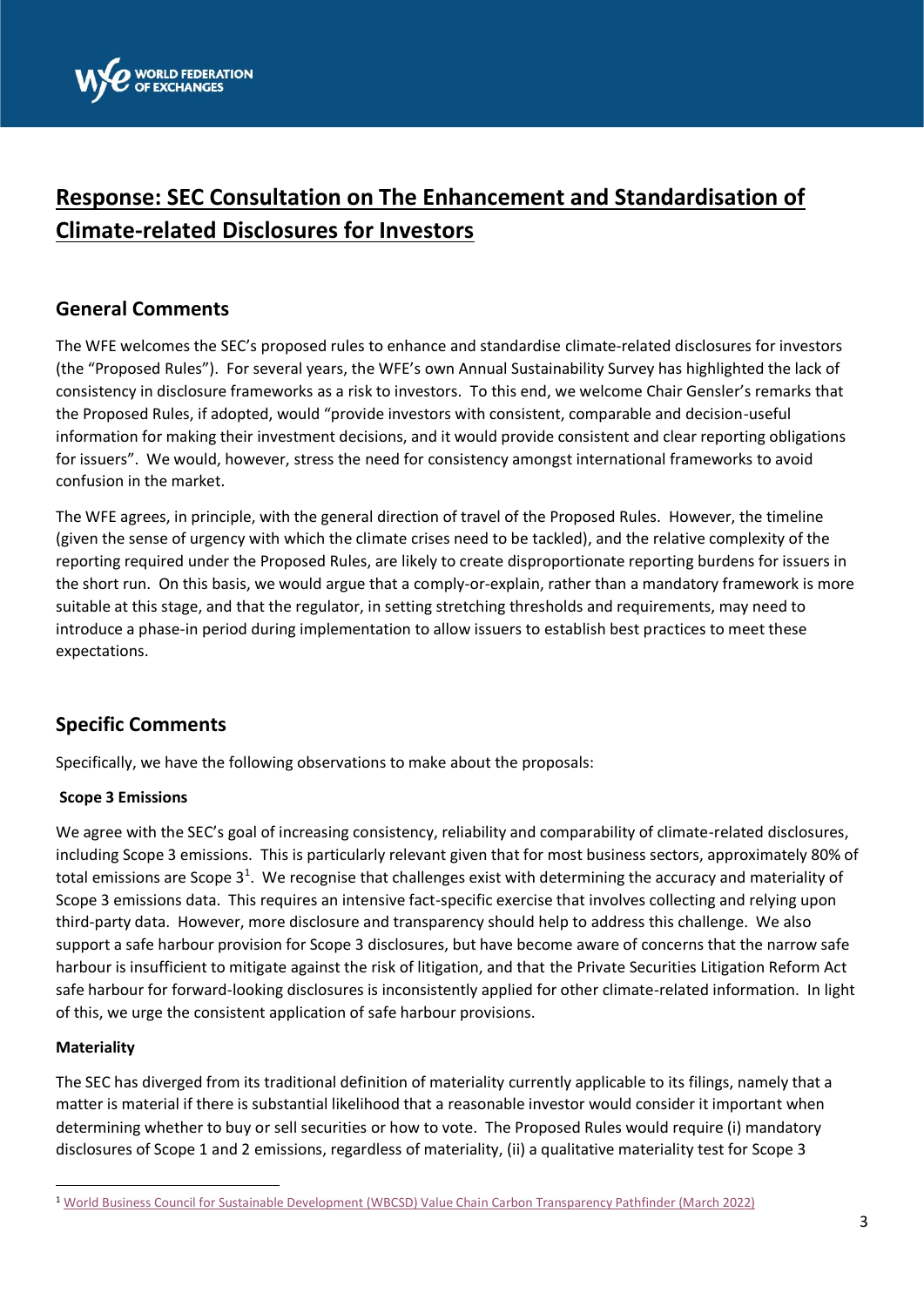# Response: SEC Consultation on The Enhancement and Standardisation of Climate-related Disclosures for Investors

## General Comments

The WFE welcomes the SEC's proposed rules to enhance and standardise climate-related disclosures for investors (the "Proposed Rules"). For several years, the WFE's own Annual Sustainability Survey has highlighted the lack of consistency in disclosure frameworks as a risk to investors. To this end, we welcome Chair Gensler's remarks that the Proposed Rules, if adopted, would "provide investors with consistent, comparable and decision-useful information for making their investment decisions, and it would provide consistent and clear reporting obligations for issuers". We would, however, stress the need for consistency amongst international frameworks to avoid confusion in the market.

The WFE agrees, in principle, with the general direction of travel of the Proposed Rules. However, the timeline (given the sense of urgency with which the climate crises need to be tackled), and the relative complexity of the reporting required under the Proposed Rules, are likely to create disproportionate reporting burdens for issuers in the short run. On this basis, we would argue that a comply-or-explain, rather than a mandatory framework is more suitable at this stage, and that the regulator, in setting stretching thresholds and requirements, may need to introduce a phase-in period during implementation to allow issuers to establish best practices to meet these expectations.

## Specific Comments

Specifically, we have the following observations to make about the proposals:

**Scope 3 Emissions**

We agree with the SEC's goal of increasing consistency, reliability and comparability of climate-related disclosures, including Scope 3 emissions. This is particularly relevant given that for most business sectors, approximately 80% of total emissions are Scope 3[1]. We recognise that challenges exist with determining the accuracy and materiality of Scope 3 emissions data. This requires an intensive fact-specific exercise that involves collecting and relying upon third-party data. However, more disclosure and transparency should help to address this challenge. We also support a safe harbour provision for Scope 3 disclosures, but have become aware of concerns that the narrow safe harbour is insufficient to mitigate against the risk of litigation, and that the Private Securities Litigation Reform Act safe harbour for forward-looking disclosures is inconsistently applied for other climate-related information. In light of this, we urge the consistent application of safe harbour provisions.

**Materiality**

The SEC has diverged from its traditional definition of materiality currently applicable to its filings, namely that a matter is material if there is substantial likelihood that a reasonable investor would consider it important when determining whether to buy or sell securities or how to vote. The Proposed Rules would require (i) mandatory disclosures of Scope 1 and 2 emissions, regardless of materiality, (ii) a qualitative materiality test for Scope 3

[1] World Business Council for Sustainable Development (WBCSD) Value Chain Carbon Transparency Pathfinder (March 2022)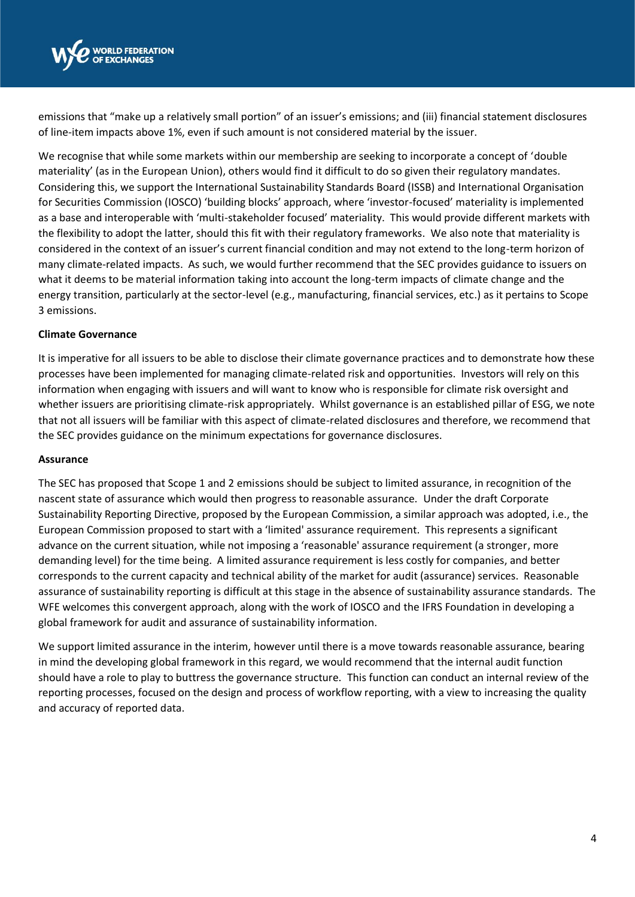emissions that "make up a relatively small portion" of an issuer's emissions; and (iii) financial statement disclosures of line-item impacts above 1%, even if such amount is not considered material by the issuer.

We recognise that while some markets within our membership are seeking to incorporate a concept of 'double materiality' (as in the European Union), others would find it difficult to do so given their regulatory mandates. Considering this, we support the International Sustainability Standards Board (ISSB) and International Organisation for Securities Commission (IOSCO) 'building blocks' approach, where 'investor-focused' materiality is implemented as a base and interoperable with 'multi-stakeholder focused' materiality. This would provide different markets with the flexibility to adopt the latter, should this fit with their regulatory frameworks. We also note that materiality is considered in the context of an issuer's current financial condition and may not extend to the long-term horizon of many climate-related impacts. As such, we would further recommend that the SEC provides guidance to issuers on what it deems to be material information taking into account the long-term impacts of climate change and the energy transition, particularly at the sector-level (e.g., manufacturing, financial services, etc.) as it pertains to Scope 3 emissions.

**Climate Governance**

It is imperative for all issuers to be able to disclose their climate governance practices and to demonstrate how these processes have been implemented for managing climate-related risk and opportunities. Investors will rely on this information when engaging with issuers and will want to know who is responsible for climate risk oversight and whether issuers are prioritising climate-risk appropriately. Whilst governance is an established pillar of ESG, we note that not all issuers will be familiar with this aspect of climate-related disclosures and therefore, we recommend that the SEC provides guidance on the minimum expectations for governance disclosures.

**Assurance**

The SEC has proposed that Scope 1 and 2 emissions should be subject to limited assurance, in recognition of the nascent state of assurance which would then progress to reasonable assurance. Under the draft Corporate Sustainability Reporting Directive, proposed by the European Commission, a similar approach was adopted, i.e., the European Commission proposed to start with a 'limited' assurance requirement. This represents a significant advance on the current situation, while not imposing a 'reasonable' assurance requirement (a stronger, more demanding level) for the time being. A limited assurance requirement is less costly for companies, and better corresponds to the current capacity and technical ability of the market for audit (assurance) services. Reasonable assurance of sustainability reporting is difficult at this stage in the absence of sustainability assurance standards. The WFE welcomes this convergent approach, along with the work of IOSCO and the IFRS Foundation in developing a global framework for audit and assurance of sustainability information.

We support limited assurance in the interim, however until there is a move towards reasonable assurance, bearing in mind the developing global framework in this regard, we would recommend that the internal audit function should have a role to play to buttress the governance structure. This function can conduct an internal review of the reporting processes, focused on the design and process of workflow reporting, with a view to increasing the quality and accuracy of reported data.